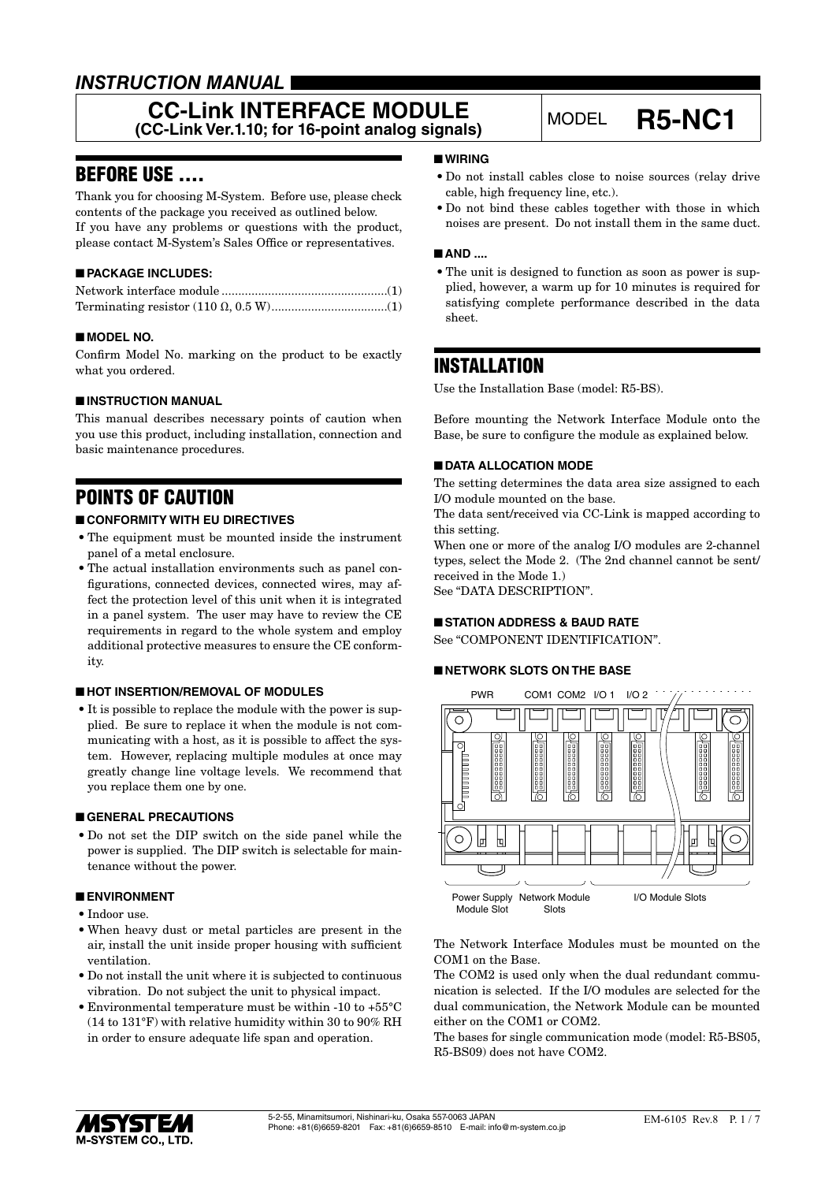# INSTRUCTION MANUAL

# CC-Link INTERFACE MODULE (CC-Link Ver.1.10; for 16-point analog signals)

MODEL **R5-NC1**

## BEFORE USE ....

Thank you for choosing M-System. Before use, please check contents of the package you received as outlined below.
If you have any problems or questions with the product, please contact M-System's Sales Office or representatives.

### ■ PACKAGE INCLUDES:

Network interface module ..................................................(1)
Terminating resistor (110 Ω, 0.5 W)...................................(1)

### ■ MODEL NO.

Confirm Model No. marking on the product to be exactly what you ordered.

### ■ INSTRUCTION MANUAL

This manual describes necessary points of caution when you use this product, including installation, connection and basic maintenance procedures.

## POINTS OF CAUTION

### ■ CONFORMITY WITH EU DIRECTIVES

- The equipment must be mounted inside the instrument panel of a metal enclosure.
- The actual installation environments such as panel configurations, connected devices, connected wires, may affect the protection level of this unit when it is integrated in a panel system. The user may have to review the CE requirements in regard to the whole system and employ additional protective measures to ensure the CE conformity.

### ■ HOT INSERTION/REMOVAL OF MODULES

- It is possible to replace the module with the power is supplied. Be sure to replace it when the module is not communicating with a host, as it is possible to affect the system. However, replacing multiple modules at once may greatly change line voltage levels. We recommend that you replace them one by one.

### ■ GENERAL PRECAUTIONS

- Do not set the DIP switch on the side panel while the power is supplied. The DIP switch is selectable for maintenance without the power.

### ■ ENVIRONMENT

- Indoor use.
- When heavy dust or metal particles are present in the air, install the unit inside proper housing with sufficient ventilation.
- Do not install the unit where it is subjected to continuous vibration. Do not subject the unit to physical impact.
- Environmental temperature must be within -10 to +55°C (14 to 131°F) with relative humidity within 30 to 90% RH in order to ensure adequate life span and operation.

### ■ WIRING

- Do not install cables close to noise sources (relay drive cable, high frequency line, etc.).
- Do not bind these cables together with those in which noises are present. Do not install them in the same duct.

### ■ AND ....

- The unit is designed to function as soon as power is supplied, however, a warm up for 10 minutes is required for satisfying complete performance described in the data sheet.

## INSTALLATION

Use the Installation Base (model: R5-BS).

Before mounting the Network Interface Module onto the Base, be sure to configure the module as explained below.

### ■ DATA ALLOCATION MODE

The setting determines the data area size assigned to each I/O module mounted on the base.
The data sent/received via CC-Link is mapped according to this setting.
When one or more of the analog I/O modules are 2-channel types, select the Mode 2. (The 2nd channel cannot be sent/received in the Mode 1.)
See "DATA DESCRIPTION".

### ■ STATION ADDRESS & BAUD RATE

See "COMPONENT IDENTIFICATION".

### ■ NETWORK SLOTS ON THE BASE

PWR COM1 COM2 I/O 1 I/O 2

Power Supply Module Slot | Network Module Slots | I/O Module Slots

The Network Interface Modules must be mounted on the COM1 on the Base.
The COM2 is used only when the dual redundant communication is selected. If the I/O modules are selected for the dual communication, the Network Module can be mounted either on the COM1 or COM2.
The bases for single communication mode (model: R5-BS05, R5-BS09) does not have COM2.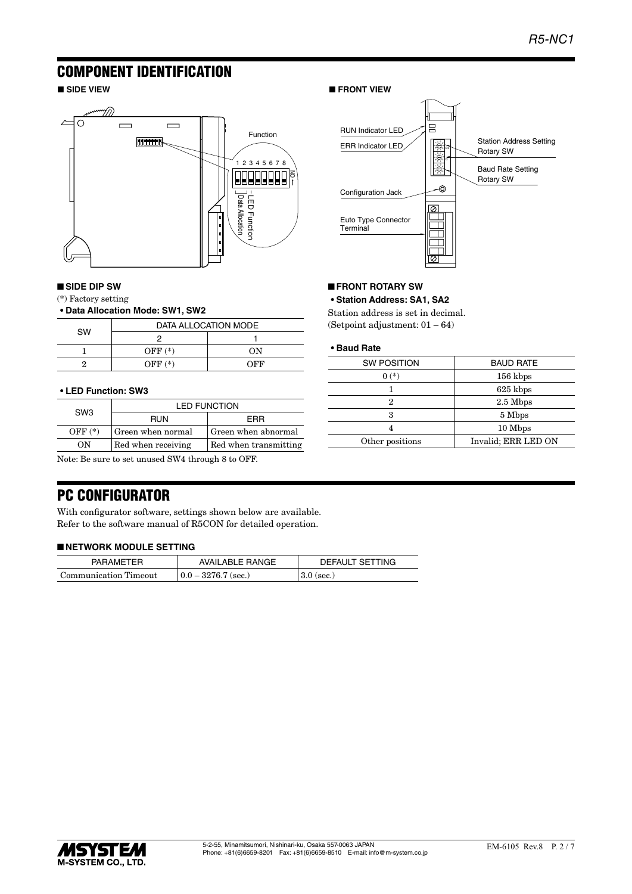## COMPONENT IDENTIFICATION

■ **SIDE VIEW**

Function

1 2 3 4 5 6 7 8

ON

LED Function

Data Allocation

■ **FRONT VIEW**

RUN Indicator LED

ERR Indicator LED

Station Address Setting Rotary SW

Baud Rate Setting Rotary SW

Configuration Jack

Euto Type Connector Terminal

### ■ SIDE DIP SW

(*) Factory setting

**• Data Allocation Mode: SW1, SW2**

| SW | DATA ALLOCATION MODE | |
|---|---|---|
| | 2 | 1 |
| 1 | OFF (*) | ON |
| 2 | OFF (*) | OFF |

**• LED Function: SW3**

| SW3 | LED FUNCTION | |
|---|---|---|
| | RUN | ERR |
| OFF (*) | Green when normal | Green when abnormal |
| ON | Red when receiving | Red when transmitting |

Note: Be sure to set unused SW4 through 8 to OFF.

### ■ FRONT ROTARY SW

**• Station Address: SA1, SA2**

Station address is set in decimal.
(Setpoint adjustment: 01 – 64)

**• Baud Rate**

| SW POSITION | BAUD RATE |
|---|---|
| 0 (*) | 156 kbps |
| 1 | 625 kbps |
| 2 | 2.5 Mbps |
| 3 | 5 Mbps |
| 4 | 10 Mbps |
| Other positions | Invalid; ERR LED ON |

## PC CONFIGURATOR

With configurator software, settings shown below are available.
Refer to the software manual of R5CON for detailed operation.

### ■ NETWORK MODULE SETTING

| PARAMETER | AVAILABLE RANGE | DEFAULT SETTING |
|---|---|---|
| Communication Timeout | 0.0 – 3276.7 (sec.) | 3.0 (sec.) |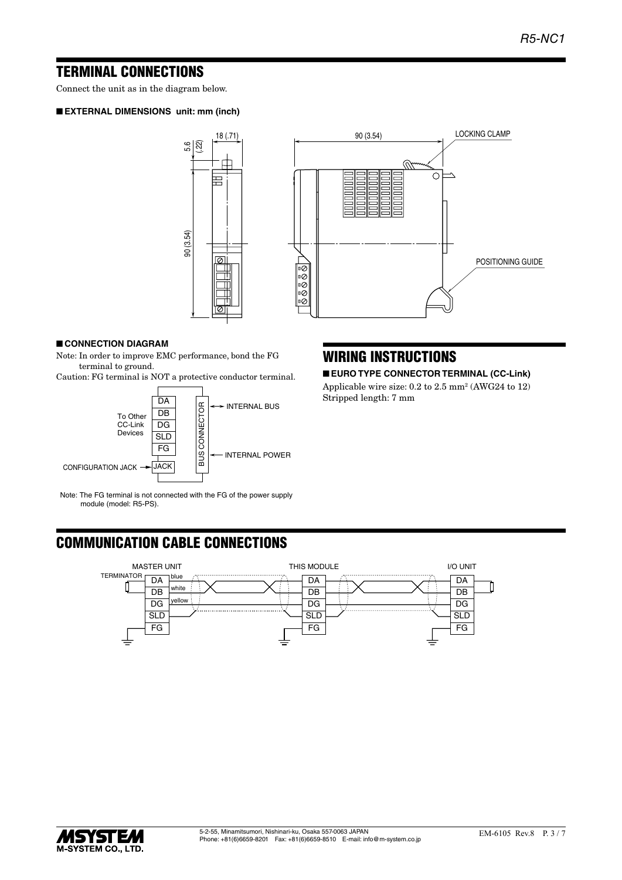## TERMINAL CONNECTIONS

Connect the unit as in the diagram below.

### ■ EXTERNAL DIMENSIONS unit: mm (inch)

### ■ CONNECTION DIAGRAM

Note: In order to improve EMC performance, bond the FG terminal to ground.

Caution: FG terminal is NOT a protective conductor terminal.

Note: The FG terminal is not connected with the FG of the power supply module (model: R5-PS).

## WIRING INSTRUCTIONS

### ■ EURO TYPE CONNECTOR TERMINAL (CC-Link)

Applicable wire size: 0.2 to 2.5 mm² (AWG24 to 12)
Stripped length: 7 mm

## COMMUNICATION CABLE CONNECTIONS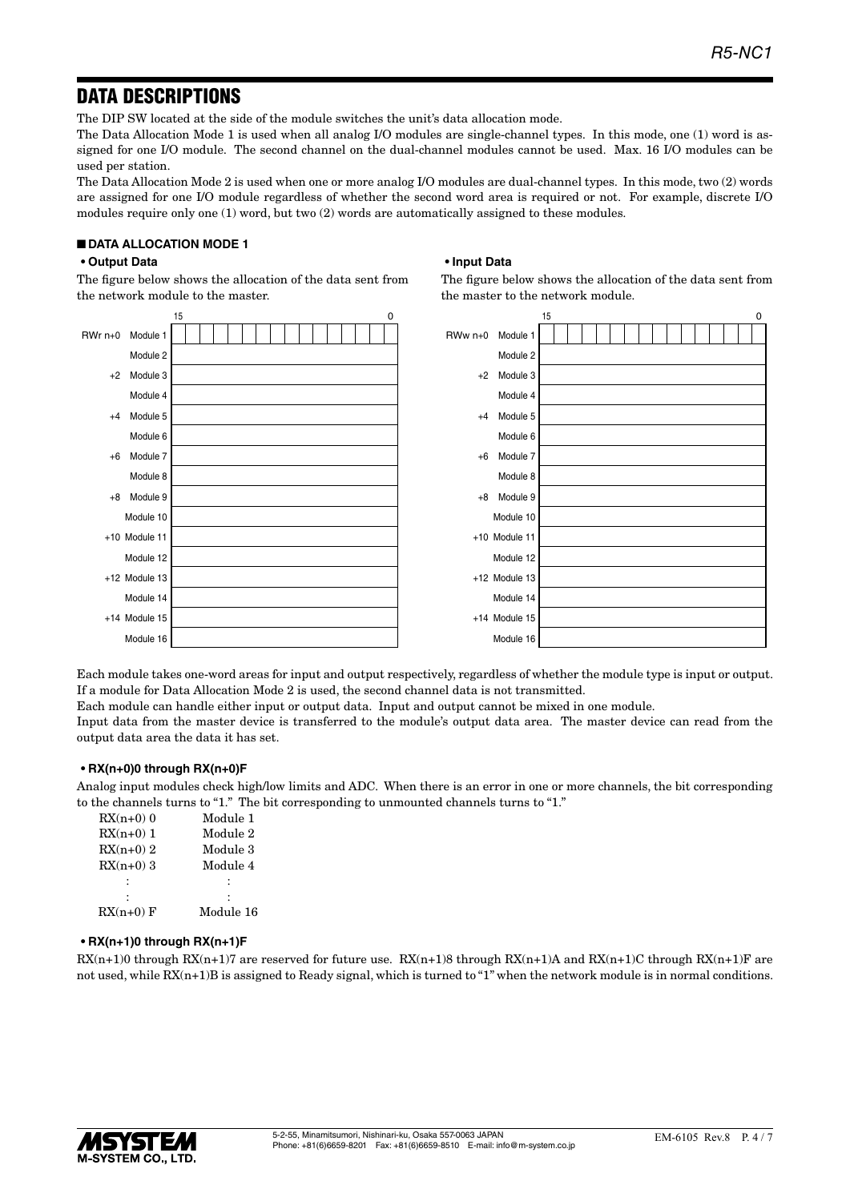## DATA DESCRIPTIONS

The DIP SW located at the side of the module switches the unit's data allocation mode.

The Data Allocation Mode 1 is used when all analog I/O modules are single-channel types. In this mode, one (1) word is assigned for one I/O module. The second channel on the dual-channel modules cannot be used. Max. 16 I/O modules can be used per station.

The Data Allocation Mode 2 is used when one or more analog I/O modules are dual-channel types. In this mode, two (2) words are assigned for one I/O module regardless of whether the second word area is required or not. For example, discrete I/O modules require only one (1) word, but two (2) words are automatically assigned to these modules.

### ■ DATA ALLOCATION MODE 1

**• Output Data**

The figure below shows the allocation of the data sent from the network module to the master.

| Address | Module | 15 … 0 |
|---|---|---|
| RWr n+0 | Module 1 | |
| | Module 2 | |
| +2 | Module 3 | |
| | Module 4 | |
| +4 | Module 5 | |
| | Module 6 | |
| +6 | Module 7 | |
| | Module 8 | |
| +8 | Module 9 | |
| | Module 10 | |
| +10 | Module 11 | |
| | Module 12 | |
| +12 | Module 13 | |
| | Module 14 | |
| +14 | Module 15 | |
| | Module 16 | |

**• Input Data**

The figure below shows the allocation of the data sent from the master to the network module.

| Address | Module | 15 … 0 |
|---|---|---|
| RWw n+0 | Module 1 | |
| | Module 2 | |
| +2 | Module 3 | |
| | Module 4 | |
| +4 | Module 5 | |
| | Module 6 | |
| +6 | Module 7 | |
| | Module 8 | |
| +8 | Module 9 | |
| | Module 10 | |
| +10 | Module 11 | |
| | Module 12 | |
| +12 | Module 13 | |
| | Module 14 | |
| +14 | Module 15 | |
| | Module 16 | |

Each module takes one-word areas for input and output respectively, regardless of whether the module type is input or output. If a module for Data Allocation Mode 2 is used, the second channel data is not transmitted.

Each module can handle either input or output data. Input and output cannot be mixed in one module.

Input data from the master device is transferred to the module's output data area. The master device can read from the output data area the data it has set.

**• RX(n+0)0 through RX(n+0)F**

Analog input modules check high/low limits and ADC. When there is an error in one or more channels, the bit corresponding to the channels turns to "1." The bit corresponding to unmounted channels turns to "1."

| | |
|---|---|
| RX(n+0) 0 | Module 1 |
| RX(n+0) 1 | Module 2 |
| RX(n+0) 2 | Module 3 |
| RX(n+0) 3 | Module 4 |
| : | : |
| : | : |
| RX(n+0) F | Module 16 |

**• RX(n+1)0 through RX(n+1)F**

RX(n+1)0 through RX(n+1)7 are reserved for future use. RX(n+1)8 through RX(n+1)A and RX(n+1)C through RX(n+1)F are not used, while RX(n+1)B is assigned to Ready signal, which is turned to "1" when the network module is in normal conditions.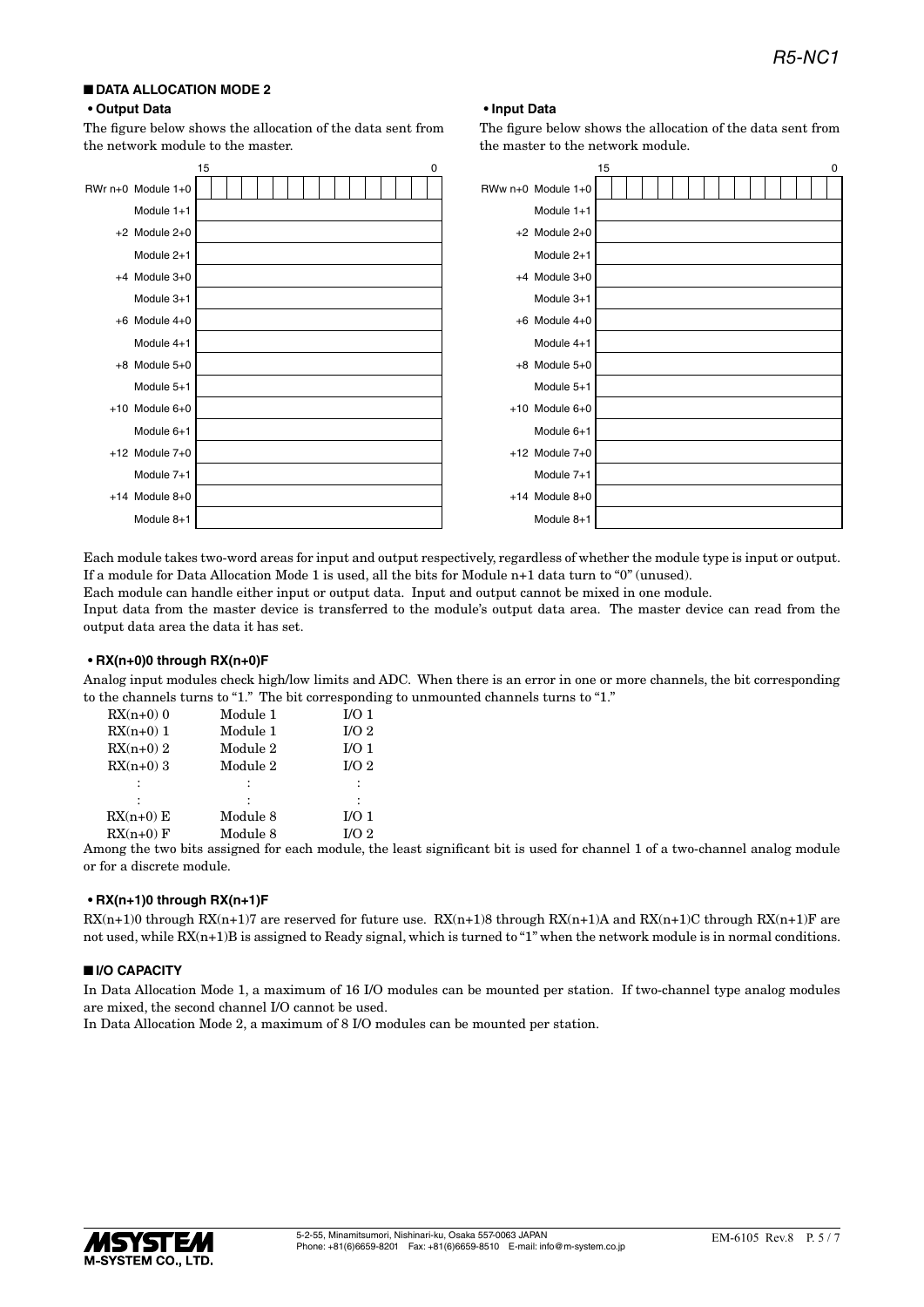## ■ DATA ALLOCATION MODE 2

### • Output Data

The figure below shows the allocation of the data sent from the network module to the master.

| | | 15 … 0 |
|---|---|---|
| RWr n+0 | Module 1+0 | |
| | Module 1+1 | |
| +2 | Module 2+0 | |
| | Module 2+1 | |
| +4 | Module 3+0 | |
| | Module 3+1 | |
| +6 | Module 4+0 | |
| | Module 4+1 | |
| +8 | Module 5+0 | |
| | Module 5+1 | |
| +10 | Module 6+0 | |
| | Module 6+1 | |
| +12 | Module 7+0 | |
| | Module 7+1 | |
| +14 | Module 8+0 | |
| | Module 8+1 | |

### • Input Data

The figure below shows the allocation of the data sent from the master to the network module.

| | | 15 … 0 |
|---|---|---|
| RWw n+0 | Module 1+0 | |
| | Module 1+1 | |
| +2 | Module 2+0 | |
| | Module 2+1 | |
| +4 | Module 3+0 | |
| | Module 3+1 | |
| +6 | Module 4+0 | |
| | Module 4+1 | |
| +8 | Module 5+0 | |
| | Module 5+1 | |
| +10 | Module 6+0 | |
| | Module 6+1 | |
| +12 | Module 7+0 | |
| | Module 7+1 | |
| +14 | Module 8+0 | |
| | Module 8+1 | |

Each module takes two-word areas for input and output respectively, regardless of whether the module type is input or output. If a module for Data Allocation Mode 1 is used, all the bits for Module n+1 data turn to "0" (unused).
Each module can handle either input or output data. Input and output cannot be mixed in one module.
Input data from the master device is transferred to the module's output data area. The master device can read from the output data area the data it has set.

### • RX(n+0)0 through RX(n+0)F

Analog input modules check high/low limits and ADC. When there is an error in one or more channels, the bit corresponding to the channels turns to "1." The bit corresponding to unmounted channels turns to "1."

| | | |
|---|---|---|
| RX(n+0) 0 | Module 1 | I/O 1 |
| RX(n+0) 1 | Module 1 | I/O 2 |
| RX(n+0) 2 | Module 2 | I/O 1 |
| RX(n+0) 3 | Module 2 | I/O 2 |
| : | : | : |
| : | : | : |
| RX(n+0) E | Module 8 | I/O 1 |
| RX(n+0) F | Module 8 | I/O 2 |

Among the two bits assigned for each module, the least significant bit is used for channel 1 of a two-channel analog module or for a discrete module.

### • RX(n+1)0 through RX(n+1)F

RX(n+1)0 through RX(n+1)7 are reserved for future use. RX(n+1)8 through RX(n+1)A and RX(n+1)C through RX(n+1)F are not used, while RX(n+1)B is assigned to Ready signal, which is turned to "1" when the network module is in normal conditions.

## ■ I/O CAPACITY

In Data Allocation Mode 1, a maximum of 16 I/O modules can be mounted per station. If two-channel type analog modules are mixed, the second channel I/O cannot be used.
In Data Allocation Mode 2, a maximum of 8 I/O modules can be mounted per station.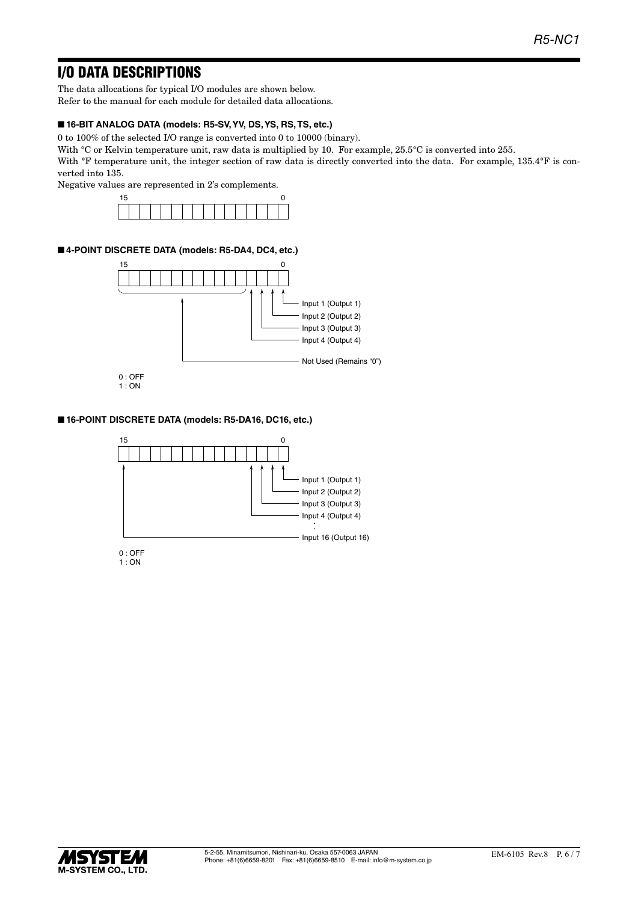## I/O DATA DESCRIPTIONS

The data allocations for typical I/O modules are shown below.
Refer to the manual for each module for detailed data allocations.

### ■ 16-BIT ANALOG DATA (models: R5-SV, YV, DS, YS, RS, TS, etc.)

0 to 100% of the selected I/O range is converted into 0 to 10000 (binary).
With °C or Kelvin temperature unit, raw data is multiplied by 10. For example, 25.5°C is converted into 255.
With °F temperature unit, the integer section of raw data is directly converted into the data. For example, 135.4°F is converted into 135.
Negative values are represented in 2's complements.

15 0

### ■ 4-POINT DISCRETE DATA (models: R5-DA4, DC4, etc.)

15 0

- Input 1 (Output 1)
- Input 2 (Output 2)
- Input 3 (Output 3)
- Input 4 (Output 4)
- Not Used (Remains "0")

0 : OFF
1 : ON

### ■ 16-POINT DISCRETE DATA (models: R5-DA16, DC16, etc.)

15 0

- Input 1 (Output 1)
- Input 2 (Output 2)
- Input 3 (Output 3)
- Input 4 (Output 4)
- :
- Input 16 (Output 16)

0 : OFF
1 : ON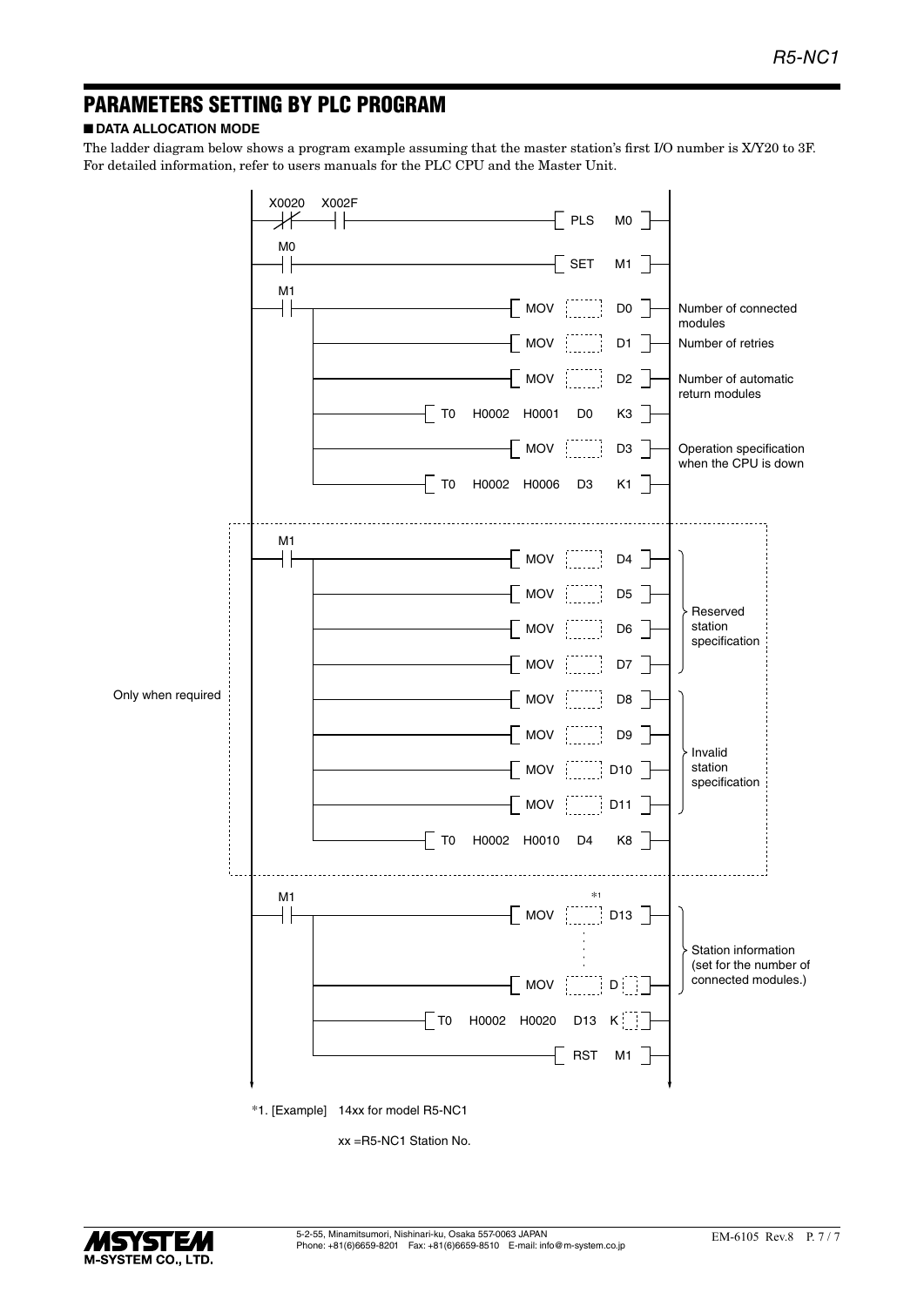## PARAMETERS SETTING BY PLC PROGRAM

### ■ DATA ALLOCATION MODE

The ladder diagram below shows a program example assuming that the master station's first I/O number is X/Y20 to 3F. For detailed information, refer to users manuals for the PLC CPU and the Master Unit.

X0020 X002F

PLS M0

M0

SET M1

M1

MOV D0 Number of connected modules

MOV D1 Number of retries

MOV D2 Number of automatic return modules

T0 H0002 H0001 D0 K3

MOV D3 Operation specification when the CPU is down

T0 H0002 H0006 D3 K1

Only when required

M1

MOV D4

MOV D5

MOV D6

MOV D7

Reserved station specification

MOV D8

MOV D9

MOV D10

MOV D11

Invalid station specification

T0 H0002 H0010 D4 K8

M1

MOV *1 D13

MOV D

Station information (set for the number of connected modules.)

T0 H0002 H0020 D13 K

RST M1

*1. [Example] 14xx for model R5-NC1

xx =R5-NC1 Station No.